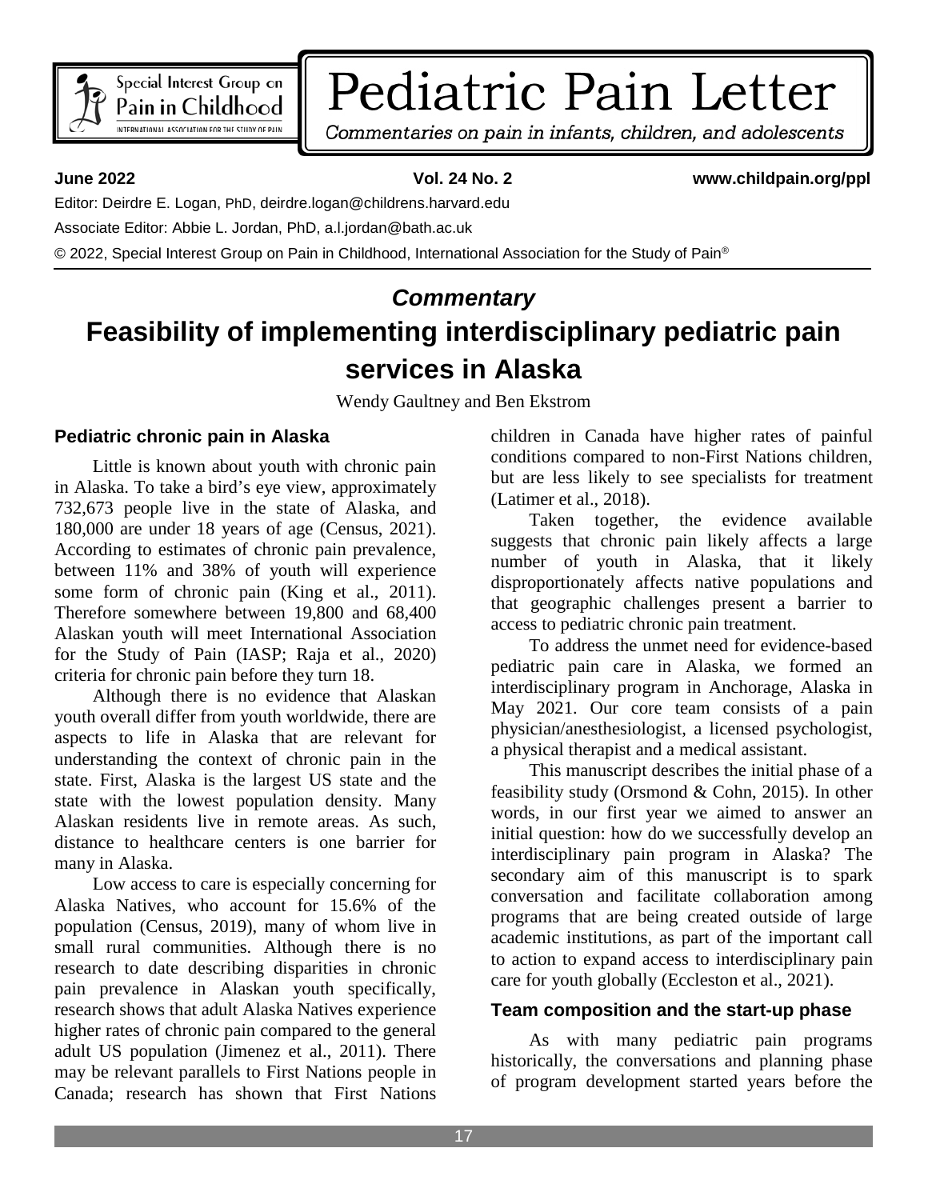# Pediatric Pain Letter

*Commentaries on pain in infants, children, and adolescents*

**June 2022** **Vol. 24 No. 2** **www.childpain.org/ppl**

Editor: Deirdre E. Logan, PhD, deirdre.logan@childrens.harvard.edu

Associate Editor: Abbie L. Jordan, PhD, a.l.jordan@bath.ac.uk

© 2022, Special Interest Group on Pain in Childhood, International Association for the Study of Pain®

## *Commentary*

# Feasibility of implementing interdisciplinary pediatric pain services in Alaska

Wendy Gaultney and Ben Ekstrom

### Pediatric chronic pain in Alaska

Little is known about youth with chronic pain in Alaska. To take a bird's eye view, approximately 732,673 people live in the state of Alaska, and 180,000 are under 18 years of age (Census, 2021). According to estimates of chronic pain prevalence, between 11% and 38% of youth will experience some form of chronic pain (King et al., 2011). Therefore somewhere between 19,800 and 68,400 Alaskan youth will meet International Association for the Study of Pain (IASP; Raja et al., 2020) criteria for chronic pain before they turn 18.

Although there is no evidence that Alaskan youth overall differ from youth worldwide, there are aspects to life in Alaska that are relevant for understanding the context of chronic pain in the state. First, Alaska is the largest US state and the state with the lowest population density. Many Alaskan residents live in remote areas. As such, distance to healthcare centers is one barrier for many in Alaska.

Low access to care is especially concerning for Alaska Natives, who account for 15.6% of the population (Census, 2019), many of whom live in small rural communities. Although there is no research to date describing disparities in chronic pain prevalence in Alaskan youth specifically, research shows that adult Alaska Natives experience higher rates of chronic pain compared to the general adult US population (Jimenez et al., 2011). There may be relevant parallels to First Nations people in Canada; research has shown that First Nations children in Canada have higher rates of painful conditions compared to non-First Nations children, but are less likely to see specialists for treatment (Latimer et al., 2018).

Taken together, the evidence available suggests that chronic pain likely affects a large number of youth in Alaska, that it likely disproportionately affects native populations and that geographic challenges present a barrier to access to pediatric chronic pain treatment.

To address the unmet need for evidence-based pediatric pain care in Alaska, we formed an interdisciplinary program in Anchorage, Alaska in May 2021. Our core team consists of a pain physician/anesthesiologist, a licensed psychologist, a physical therapist and a medical assistant.

This manuscript describes the initial phase of a feasibility study (Orsmond & Cohn, 2015). In other words, in our first year we aimed to answer an initial question: how do we successfully develop an interdisciplinary pain program in Alaska? The secondary aim of this manuscript is to spark conversation and facilitate collaboration among programs that are being created outside of large academic institutions, as part of the important call to action to expand access to interdisciplinary pain care for youth globally (Eccleston et al., 2021).

### Team composition and the start-up phase

As with many pediatric pain programs historically, the conversations and planning phase of program development started years before the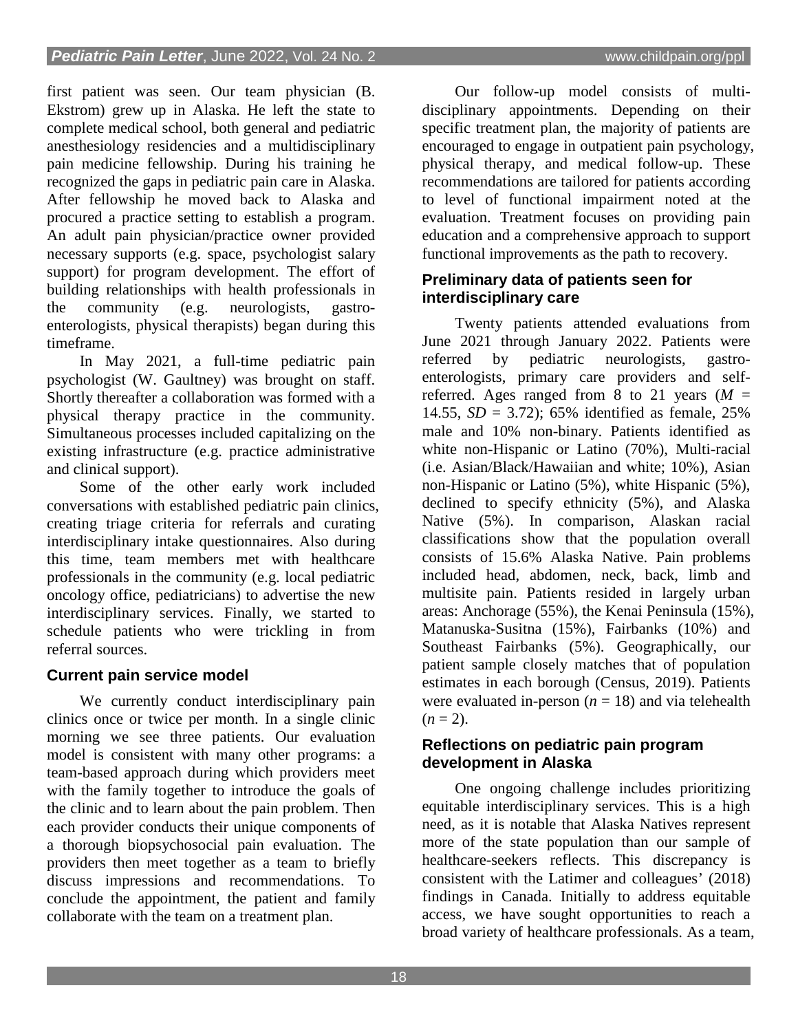first patient was seen. Our team physician (B. Ekstrom) grew up in Alaska. He left the state to complete medical school, both general and pediatric anesthesiology residencies and a multidisciplinary pain medicine fellowship. During his training he recognized the gaps in pediatric pain care in Alaska. After fellowship he moved back to Alaska and procured a practice setting to establish a program. An adult pain physician/practice owner provided necessary supports (e.g. space, psychologist salary support) for program development. The effort of building relationships with health professionals in the community (e.g. neurologists, gastro-enterologists, physical therapists) began during this timeframe.

In May 2021, a full-time pediatric pain psychologist (W. Gaultney) was brought on staff. Shortly thereafter a collaboration was formed with a physical therapy practice in the community. Simultaneous processes included capitalizing on the existing infrastructure (e.g. practice administrative and clinical support).

Some of the other early work included conversations with established pediatric pain clinics, creating triage criteria for referrals and curating interdisciplinary intake questionnaires. Also during this time, team members met with healthcare professionals in the community (e.g. local pediatric oncology office, pediatricians) to advertise the new interdisciplinary services. Finally, we started to schedule patients who were trickling in from referral sources.

### Current pain service model

We currently conduct interdisciplinary pain clinics once or twice per month. In a single clinic morning we see three patients. Our evaluation model is consistent with many other programs: a team-based approach during which providers meet with the family together to introduce the goals of the clinic and to learn about the pain problem. Then each provider conducts their unique components of a thorough biopsychosocial pain evaluation. The providers then meet together as a team to briefly discuss impressions and recommendations. To conclude the appointment, the patient and family collaborate with the team on a treatment plan.

Our follow-up model consists of multi-disciplinary appointments. Depending on their specific treatment plan, the majority of patients are encouraged to engage in outpatient pain psychology, physical therapy, and medical follow-up. These recommendations are tailored for patients according to level of functional impairment noted at the evaluation. Treatment focuses on providing pain education and a comprehensive approach to support functional improvements as the path to recovery.

### Preliminary data of patients seen for interdisciplinary care

Twenty patients attended evaluations from June 2021 through January 2022. Patients were referred by pediatric neurologists, gastro-enterologists, primary care providers and self-referred. Ages ranged from 8 to 21 years ($M$ = 14.55, $SD$ = 3.72); 65% identified as female, 25% male and 10% non-binary. Patients identified as white non-Hispanic or Latino (70%), Multi-racial (i.e. Asian/Black/Hawaiian and white; 10%), Asian non-Hispanic or Latino (5%), white Hispanic (5%), declined to specify ethnicity (5%), and Alaska Native (5%). In comparison, Alaskan racial classifications show that the population overall consists of 15.6% Alaska Native. Pain problems included head, abdomen, neck, back, limb and multisite pain. Patients resided in largely urban areas: Anchorage (55%), the Kenai Peninsula (15%), Matanuska-Susitna (15%), Fairbanks (10%) and Southeast Fairbanks (5%). Geographically, our patient sample closely matches that of population estimates in each borough (Census, 2019). Patients were evaluated in-person ($n$ = 18) and via telehealth ($n$ = 2).

### Reflections on pediatric pain program development in Alaska

One ongoing challenge includes prioritizing equitable interdisciplinary services. This is a high need, as it is notable that Alaska Natives represent more of the state population than our sample of healthcare-seekers reflects. This discrepancy is consistent with the Latimer and colleagues' (2018) findings in Canada. Initially to address equitable access, we have sought opportunities to reach a broad variety of healthcare professionals. As a team,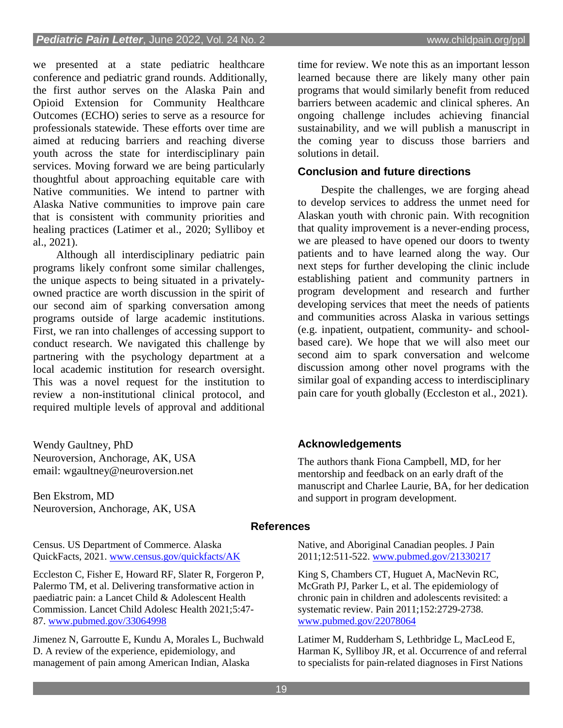we presented at a state pediatric healthcare conference and pediatric grand rounds. Additionally, the first author serves on the Alaska Pain and Opioid Extension for Community Healthcare Outcomes (ECHO) series to serve as a resource for professionals statewide. These efforts over time are aimed at reducing barriers and reaching diverse youth across the state for interdisciplinary pain services. Moving forward we are being particularly thoughtful about approaching equitable care with Native communities. We intend to partner with Alaska Native communities to improve pain care that is consistent with community priorities and healing practices (Latimer et al., 2020; Sylliboy et al., 2021).

Although all interdisciplinary pediatric pain programs likely confront some similar challenges, the unique aspects to being situated in a privately-owned practice are worth discussion in the spirit of our second aim of sparking conversation among programs outside of large academic institutions. First, we ran into challenges of accessing support to conduct research. We navigated this challenge by partnering with the psychology department at a local academic institution for research oversight. This was a novel request for the institution to review a non-institutional clinical protocol, and required multiple levels of approval and additional time for review. We note this as an important lesson learned because there are likely many other pain programs that would similarly benefit from reduced barriers between academic and clinical spheres. An ongoing challenge includes achieving financial sustainability, and we will publish a manuscript in the coming year to discuss those barriers and solutions in detail.

## Conclusion and future directions

Despite the challenges, we are forging ahead to develop services to address the unmet need for Alaskan youth with chronic pain. With recognition that quality improvement is a never-ending process, we are pleased to have opened our doors to twenty patients and to have learned along the way. Our next steps for further developing the clinic include establishing patient and community partners in program development and research and further developing services that meet the needs of patients and communities across Alaska in various settings (e.g. inpatient, outpatient, community- and school-based care). We hope that we will also meet our second aim to spark conversation and welcome discussion among other novel programs with the similar goal of expanding access to interdisciplinary pain care for youth globally (Eccleston et al., 2021).

Wendy Gaultney, PhD
Neuroversion, Anchorage, AK, USA
email: wgaultney@neuroversion.net

Ben Ekstrom, MD
Neuroversion, Anchorage, AK, USA

## Acknowledgements

The authors thank Fiona Campbell, MD, for her mentorship and feedback on an early draft of the manuscript and Charlee Laurie, BA, for her dedication and support in program development.

## References

Census. US Department of Commerce. Alaska QuickFacts, 2021. www.census.gov/quickfacts/AK

Eccleston C, Fisher E, Howard RF, Slater R, Forgeron P, Palermo TM, et al. Delivering transformative action in paediatric pain: a Lancet Child & Adolescent Health Commission. Lancet Child Adolesc Health 2021;5:47-87. www.pubmed.gov/33064998

Jimenez N, Garroutte E, Kundu A, Morales L, Buchwald D. A review of the experience, epidemiology, and management of pain among American Indian, Alaska Native, and Aboriginal Canadian peoples. J Pain 2011;12:511-522. www.pubmed.gov/21330217

King S, Chambers CT, Huguet A, MacNevin RC, McGrath PJ, Parker L, et al. The epidemiology of chronic pain in children and adolescents revisited: a systematic review. Pain 2011;152:2729-2738. www.pubmed.gov/22078064

Latimer M, Rudderham S, Lethbridge L, MacLeod E, Harman K, Sylliboy JR, et al. Occurrence of and referral to specialists for pain-related diagnoses in First Nations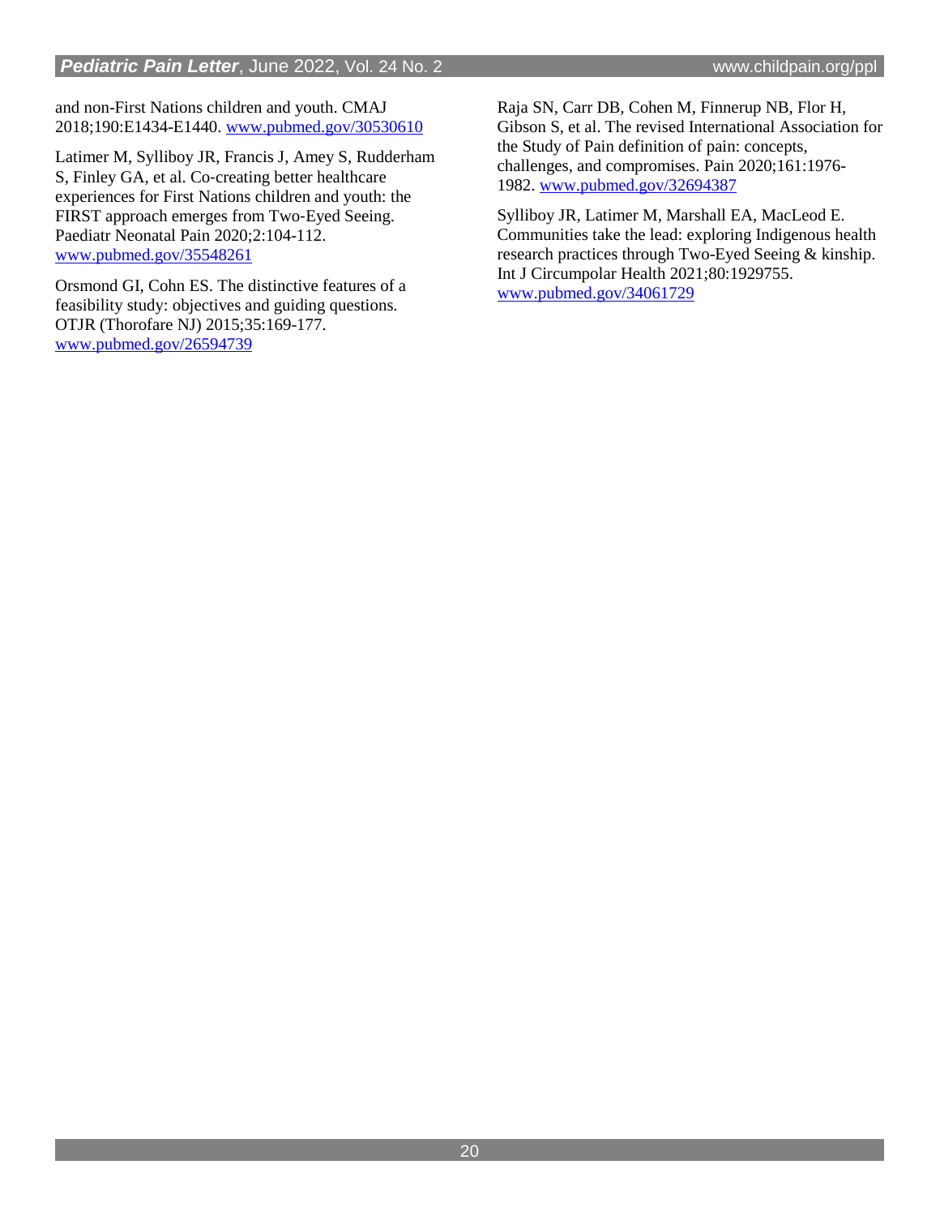and non-First Nations children and youth. CMAJ 2018;190:E1434-E1440. www.pubmed.gov/30530610

Latimer M, Sylliboy JR, Francis J, Amey S, Rudderham S, Finley GA, et al. Co-creating better healthcare experiences for First Nations children and youth: the FIRST approach emerges from Two-Eyed Seeing. Paediatr Neonatal Pain 2020;2:104-112. www.pubmed.gov/35548261

Orsmond GI, Cohn ES. The distinctive features of a feasibility study: objectives and guiding questions. OTJR (Thorofare NJ) 2015;35:169-177. www.pubmed.gov/26594739

Raja SN, Carr DB, Cohen M, Finnerup NB, Flor H, Gibson S, et al. The revised International Association for the Study of Pain definition of pain: concepts, challenges, and compromises. Pain 2020;161:1976-1982. www.pubmed.gov/32694387

Sylliboy JR, Latimer M, Marshall EA, MacLeod E. Communities take the lead: exploring Indigenous health research practices through Two-Eyed Seeing & kinship. Int J Circumpolar Health 2021;80:1929755. www.pubmed.gov/34061729